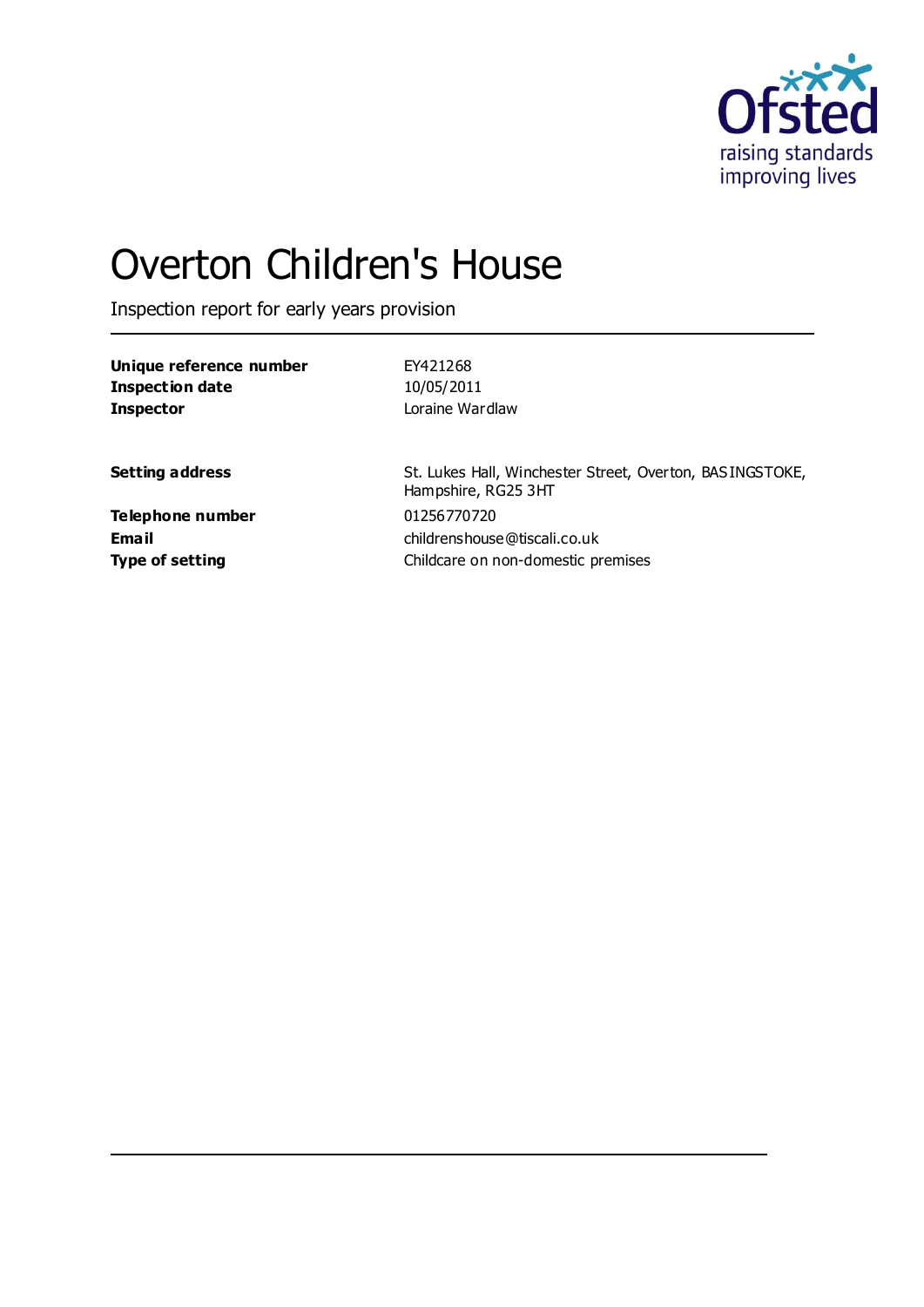# Overton Children's House

Inspection report for early years provision

| | |
|---|---|
| **Unique reference number** | EY421268 |
| **Inspection date** | 10/05/2011 |
| **Inspector** | Loraine Wardlaw |

| | |
|---|---|
| **Setting address** | St. Lukes Hall, Winchester Street, Overton, BASINGSTOKE, Hampshire, RG25 3HT |
| **Telephone number** | 01256770720 |
| **Email** | childrenshouse@tiscali.co.uk |
| **Type of setting** | Childcare on non-domestic premises |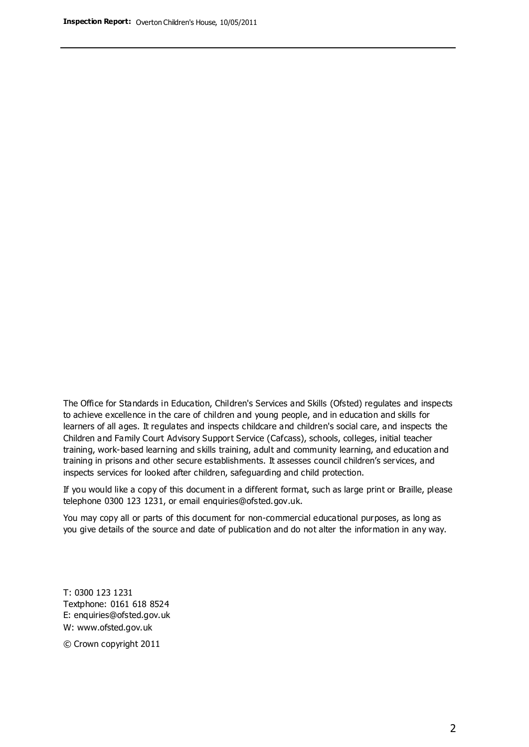The Office for Standards in Education, Children's Services and Skills (Ofsted) regulates and inspects to achieve excellence in the care of children and young people, and in education and skills for learners of all ages. It regulates and inspects childcare and children's social care, and inspects the Children and Family Court Advisory Support Service (Cafcass), schools, colleges, initial teacher training, work-based learning and skills training, adult and community learning, and education and training in prisons and other secure establishments. It assesses council children's services, and inspects services for looked after children, safeguarding and child protection.

If you would like a copy of this document in a different format, such as large print or Braille, please telephone 0300 123 1231, or email enquiries@ofsted.gov.uk.

You may copy all or parts of this document for non-commercial educational purposes, as long as you give details of the source and date of publication and do not alter the information in any way.

T: 0300 123 1231
Textphone: 0161 618 8524
E: enquiries@ofsted.gov.uk
W: www.ofsted.gov.uk

© Crown copyright 2011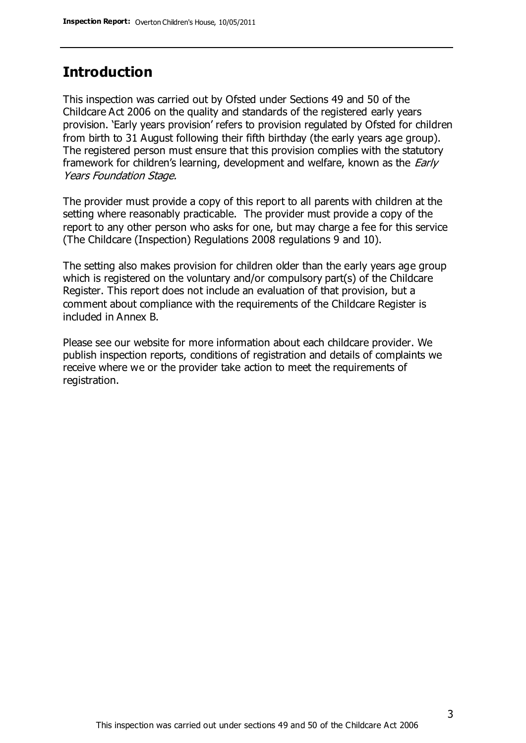## Introduction

This inspection was carried out by Ofsted under Sections 49 and 50 of the Childcare Act 2006 on the quality and standards of the registered early years provision. 'Early years provision' refers to provision regulated by Ofsted for children from birth to 31 August following their fifth birthday (the early years age group). The registered person must ensure that this provision complies with the statutory framework for children's learning, development and welfare, known as the *Early Years Foundation Stage*.

The provider must provide a copy of this report to all parents with children at the setting where reasonably practicable. The provider must provide a copy of the report to any other person who asks for one, but may charge a fee for this service (The Childcare (Inspection) Regulations 2008 regulations 9 and 10).

The setting also makes provision for children older than the early years age group which is registered on the voluntary and/or compulsory part(s) of the Childcare Register. This report does not include an evaluation of that provision, but a comment about compliance with the requirements of the Childcare Register is included in Annex B.

Please see our website for more information about each childcare provider. We publish inspection reports, conditions of registration and details of complaints we receive where we or the provider take action to meet the requirements of registration.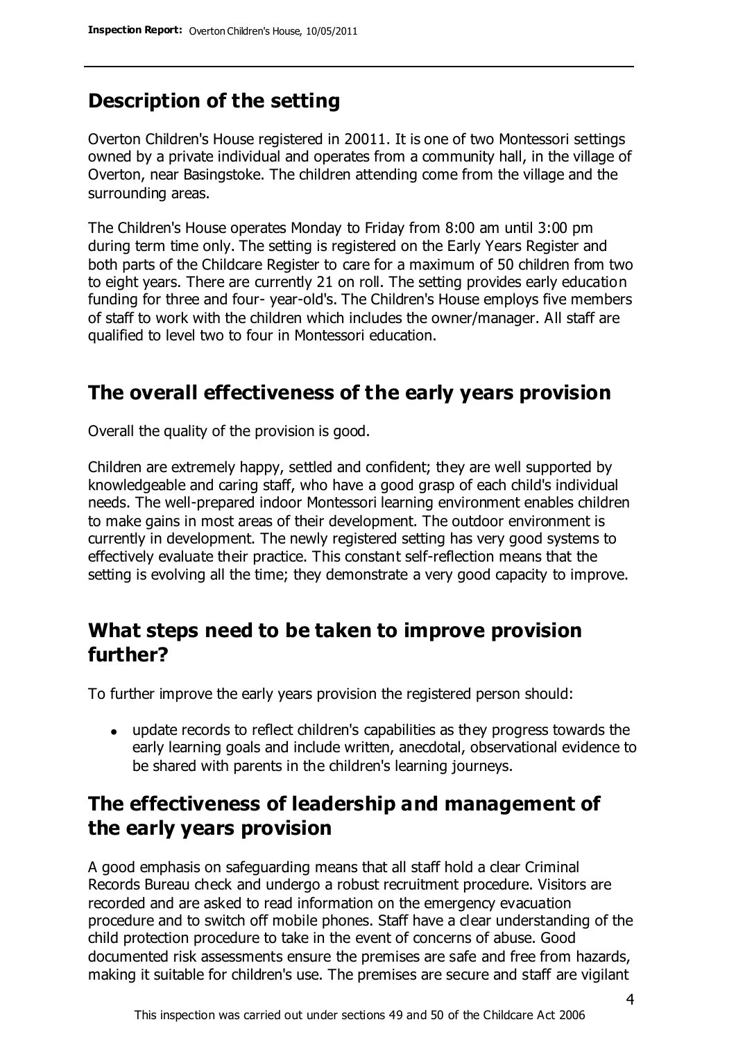## Description of the setting

Overton Children's House registered in 20011. It is one of two Montessori settings owned by a private individual and operates from a community hall, in the village of Overton, near Basingstoke. The children attending come from the village and the surrounding areas.

The Children's House operates Monday to Friday from 8:00 am until 3:00 pm during term time only. The setting is registered on the Early Years Register and both parts of the Childcare Register to care for a maximum of 50 children from two to eight years. There are currently 21 on roll. The setting provides early education funding for three and four- year-old's. The Children's House employs five members of staff to work with the children which includes the owner/manager. All staff are qualified to level two to four in Montessori education.

## The overall effectiveness of the early years provision

Overall the quality of the provision is good.

Children are extremely happy, settled and confident; they are well supported by knowledgeable and caring staff, who have a good grasp of each child's individual needs. The well-prepared indoor Montessori learning environment enables children to make gains in most areas of their development. The outdoor environment is currently in development. The newly registered setting has very good systems to effectively evaluate their practice. This constant self-reflection means that the setting is evolving all the time; they demonstrate a very good capacity to improve.

## What steps need to be taken to improve provision further?

To further improve the early years provision the registered person should:

- update records to reflect children's capabilities as they progress towards the early learning goals and include written, anecdotal, observational evidence to be shared with parents in the children's learning journeys.

## The effectiveness of leadership and management of the early years provision

A good emphasis on safeguarding means that all staff hold a clear Criminal Records Bureau check and undergo a robust recruitment procedure. Visitors are recorded and are asked to read information on the emergency evacuation procedure and to switch off mobile phones. Staff have a clear understanding of the child protection procedure to take in the event of concerns of abuse. Good documented risk assessments ensure the premises are safe and free from hazards, making it suitable for children's use. The premises are secure and staff are vigilant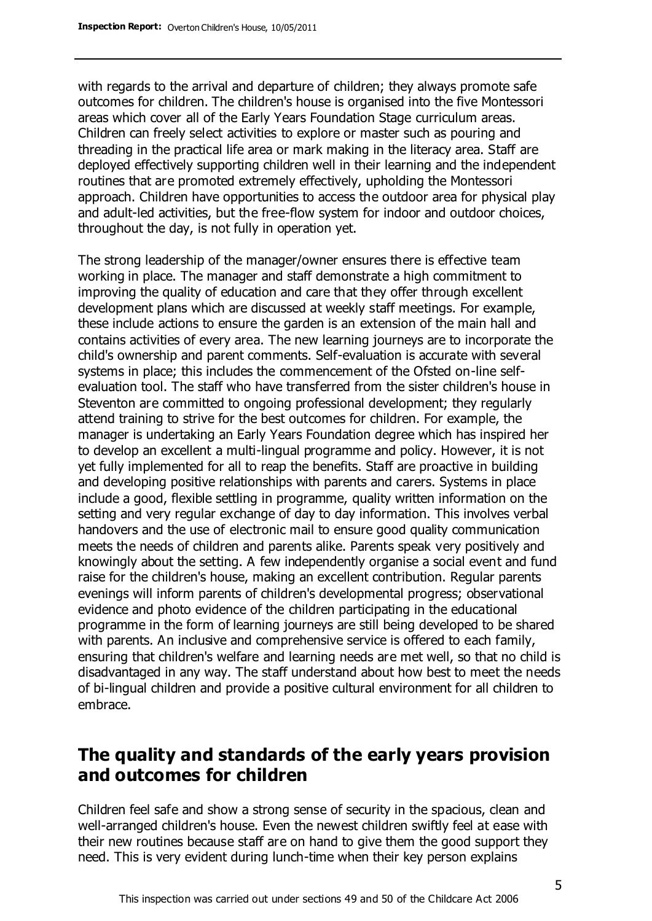with regards to the arrival and departure of children; they always promote safe outcomes for children. The children's house is organised into the five Montessori areas which cover all of the Early Years Foundation Stage curriculum areas. Children can freely select activities to explore or master such as pouring and threading in the practical life area or mark making in the literacy area. Staff are deployed effectively supporting children well in their learning and the independent routines that are promoted extremely effectively, upholding the Montessori approach. Children have opportunities to access the outdoor area for physical play and adult-led activities, but the free-flow system for indoor and outdoor choices, throughout the day, is not fully in operation yet.

The strong leadership of the manager/owner ensures there is effective team working in place. The manager and staff demonstrate a high commitment to improving the quality of education and care that they offer through excellent development plans which are discussed at weekly staff meetings. For example, these include actions to ensure the garden is an extension of the main hall and contains activities of every area. The new learning journeys are to incorporate the child's ownership and parent comments. Self-evaluation is accurate with several systems in place; this includes the commencement of the Ofsted on-line self-evaluation tool. The staff who have transferred from the sister children's house in Steventon are committed to ongoing professional development; they regularly attend training to strive for the best outcomes for children. For example, the manager is undertaking an Early Years Foundation degree which has inspired her to develop an excellent a multi-lingual programme and policy. However, it is not yet fully implemented for all to reap the benefits. Staff are proactive in building and developing positive relationships with parents and carers. Systems in place include a good, flexible settling in programme, quality written information on the setting and very regular exchange of day to day information. This involves verbal handovers and the use of electronic mail to ensure good quality communication meets the needs of children and parents alike. Parents speak very positively and knowingly about the setting. A few independently organise a social event and fund raise for the children's house, making an excellent contribution. Regular parents evenings will inform parents of children's developmental progress; observational evidence and photo evidence of the children participating in the educational programme in the form of learning journeys are still being developed to be shared with parents. An inclusive and comprehensive service is offered to each family, ensuring that children's welfare and learning needs are met well, so that no child is disadvantaged in any way. The staff understand about how best to meet the needs of bi-lingual children and provide a positive cultural environment for all children to embrace.

## The quality and standards of the early years provision and outcomes for children

Children feel safe and show a strong sense of security in the spacious, clean and well-arranged children's house. Even the newest children swiftly feel at ease with their new routines because staff are on hand to give them the good support they need. This is very evident during lunch-time when their key person explains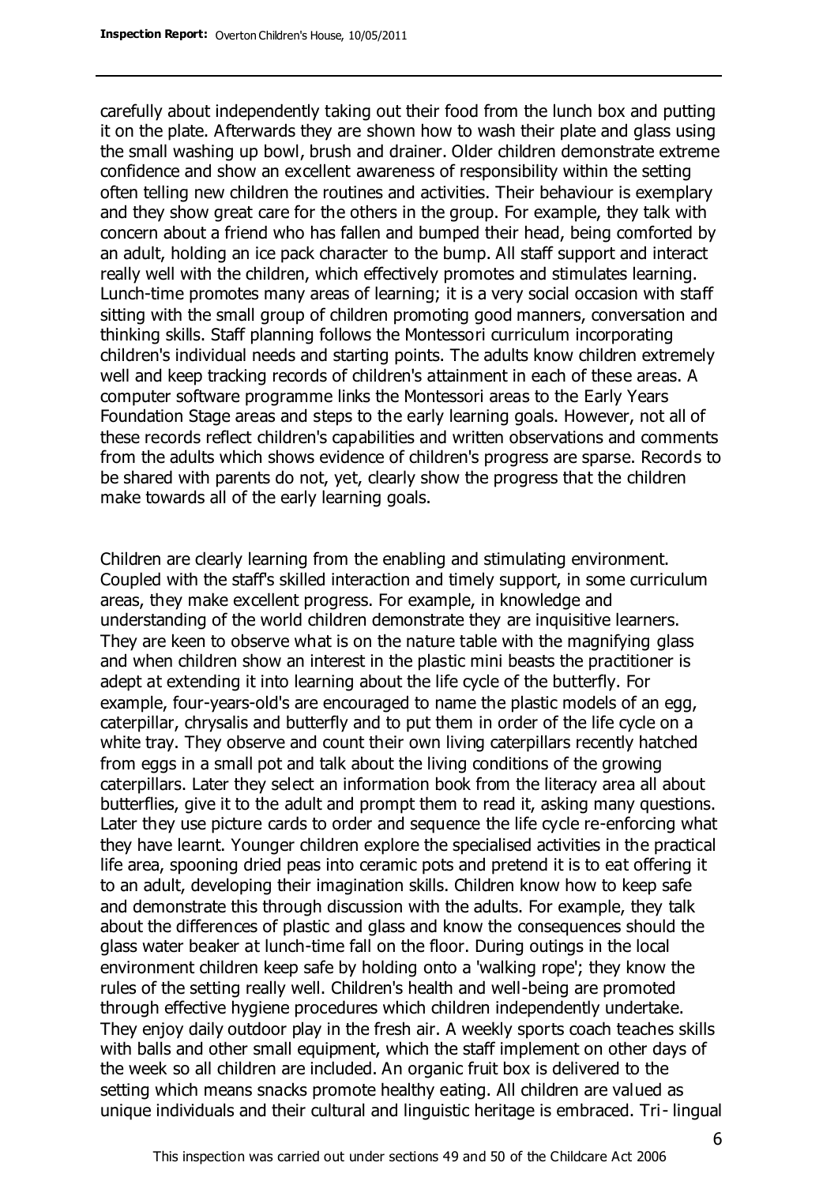carefully about independently taking out their food from the lunch box and putting it on the plate. Afterwards they are shown how to wash their plate and glass using the small washing up bowl, brush and drainer. Older children demonstrate extreme confidence and show an excellent awareness of responsibility within the setting often telling new children the routines and activities. Their behaviour is exemplary and they show great care for the others in the group. For example, they talk with concern about a friend who has fallen and bumped their head, being comforted by an adult, holding an ice pack character to the bump. All staff support and interact really well with the children, which effectively promotes and stimulates learning. Lunch-time promotes many areas of learning; it is a very social occasion with staff sitting with the small group of children promoting good manners, conversation and thinking skills. Staff planning follows the Montessori curriculum incorporating children's individual needs and starting points. The adults know children extremely well and keep tracking records of children's attainment in each of these areas. A computer software programme links the Montessori areas to the Early Years Foundation Stage areas and steps to the early learning goals. However, not all of these records reflect children's capabilities and written observations and comments from the adults which shows evidence of children's progress are sparse. Records to be shared with parents do not, yet, clearly show the progress that the children make towards all of the early learning goals.

Children are clearly learning from the enabling and stimulating environment. Coupled with the staff's skilled interaction and timely support, in some curriculum areas, they make excellent progress. For example, in knowledge and understanding of the world children demonstrate they are inquisitive learners. They are keen to observe what is on the nature table with the magnifying glass and when children show an interest in the plastic mini beasts the practitioner is adept at extending it into learning about the life cycle of the butterfly. For example, four-years-old's are encouraged to name the plastic models of an egg, caterpillar, chrysalis and butterfly and to put them in order of the life cycle on a white tray. They observe and count their own living caterpillars recently hatched from eggs in a small pot and talk about the living conditions of the growing caterpillars. Later they select an information book from the literacy area all about butterflies, give it to the adult and prompt them to read it, asking many questions. Later they use picture cards to order and sequence the life cycle re-enforcing what they have learnt. Younger children explore the specialised activities in the practical life area, spooning dried peas into ceramic pots and pretend it is to eat offering it to an adult, developing their imagination skills. Children know how to keep safe and demonstrate this through discussion with the adults. For example, they talk about the differences of plastic and glass and know the consequences should the glass water beaker at lunch-time fall on the floor. During outings in the local environment children keep safe by holding onto a 'walking rope'; they know the rules of the setting really well. Children's health and well-being are promoted through effective hygiene procedures which children independently undertake. They enjoy daily outdoor play in the fresh air. A weekly sports coach teaches skills with balls and other small equipment, which the staff implement on other days of the week so all children are included. An organic fruit box is delivered to the setting which means snacks promote healthy eating. All children are valued as unique individuals and their cultural and linguistic heritage is embraced. Tri- lingual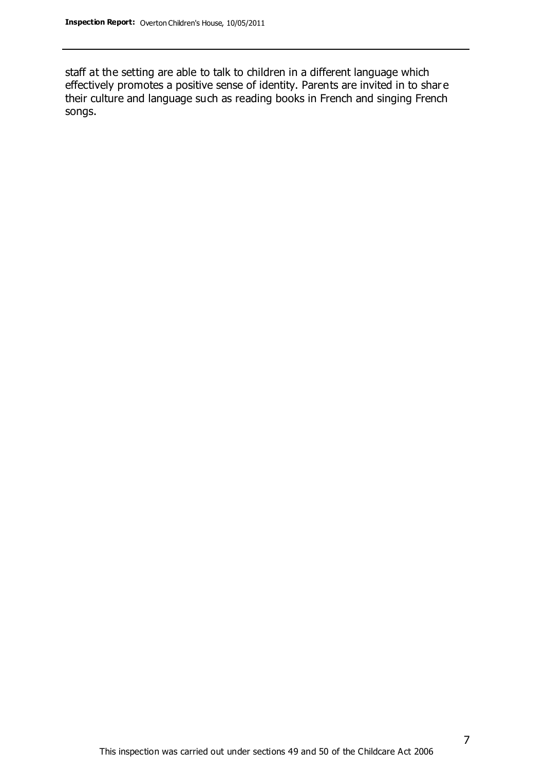staff at the setting are able to talk to children in a different language which effectively promotes a positive sense of identity. Parents are invited in to share their culture and language such as reading books in French and singing French songs.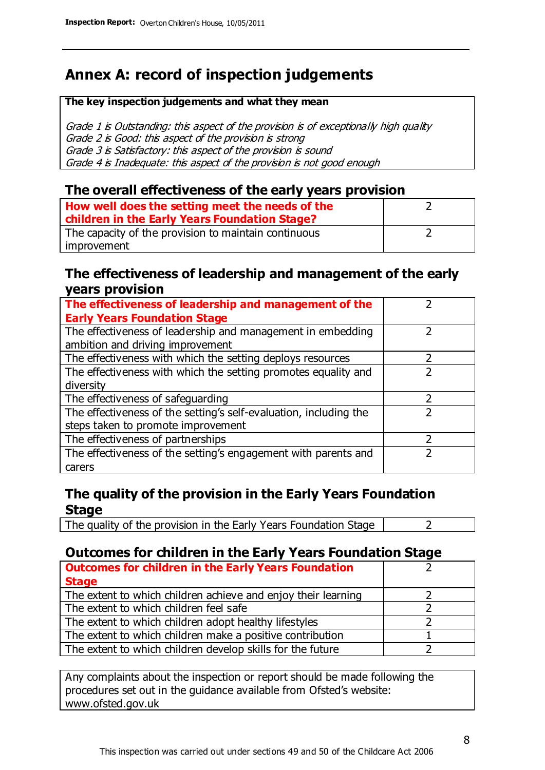# Annex A: record of inspection judgements

**The key inspection judgements and what they mean**

*Grade 1 is Outstanding: this aspect of the provision is of exceptionally high quality*
*Grade 2 is Good: this aspect of the provision is strong*
*Grade 3 is Satisfactory: this aspect of the provision is sound*
*Grade 4 is Inadequate: this aspect of the provision is not good enough*

## The overall effectiveness of the early years provision

| | |
|---|---|
| **How well does the setting meet the needs of the children in the Early Years Foundation Stage?** | 2 |
| The capacity of the provision to maintain continuous improvement | 2 |

## The effectiveness of leadership and management of the early years provision

| | |
|---|---|
| **The effectiveness of leadership and management of the Early Years Foundation Stage** | 2 |
| The effectiveness of leadership and management in embedding ambition and driving improvement | 2 |
| The effectiveness with which the setting deploys resources | 2 |
| The effectiveness with which the setting promotes equality and diversity | 2 |
| The effectiveness of safeguarding | 2 |
| The effectiveness of the setting's self-evaluation, including the steps taken to promote improvement | 2 |
| The effectiveness of partnerships | 2 |
| The effectiveness of the setting's engagement with parents and carers | 2 |

## The quality of the provision in the Early Years Foundation Stage

| | |
|---|---|
| The quality of the provision in the Early Years Foundation Stage | 2 |

## Outcomes for children in the Early Years Foundation Stage

| | |
|---|---|
| **Outcomes for children in the Early Years Foundation Stage** | 2 |
| The extent to which children achieve and enjoy their learning | 2 |
| The extent to which children feel safe | 2 |
| The extent to which children adopt healthy lifestyles | 2 |
| The extent to which children make a positive contribution | 1 |
| The extent to which children develop skills for the future | 2 |

Any complaints about the inspection or report should be made following the procedures set out in the guidance available from Ofsted's website: www.ofsted.gov.uk

This inspection was carried out under sections 49 and 50 of the Childcare Act 2006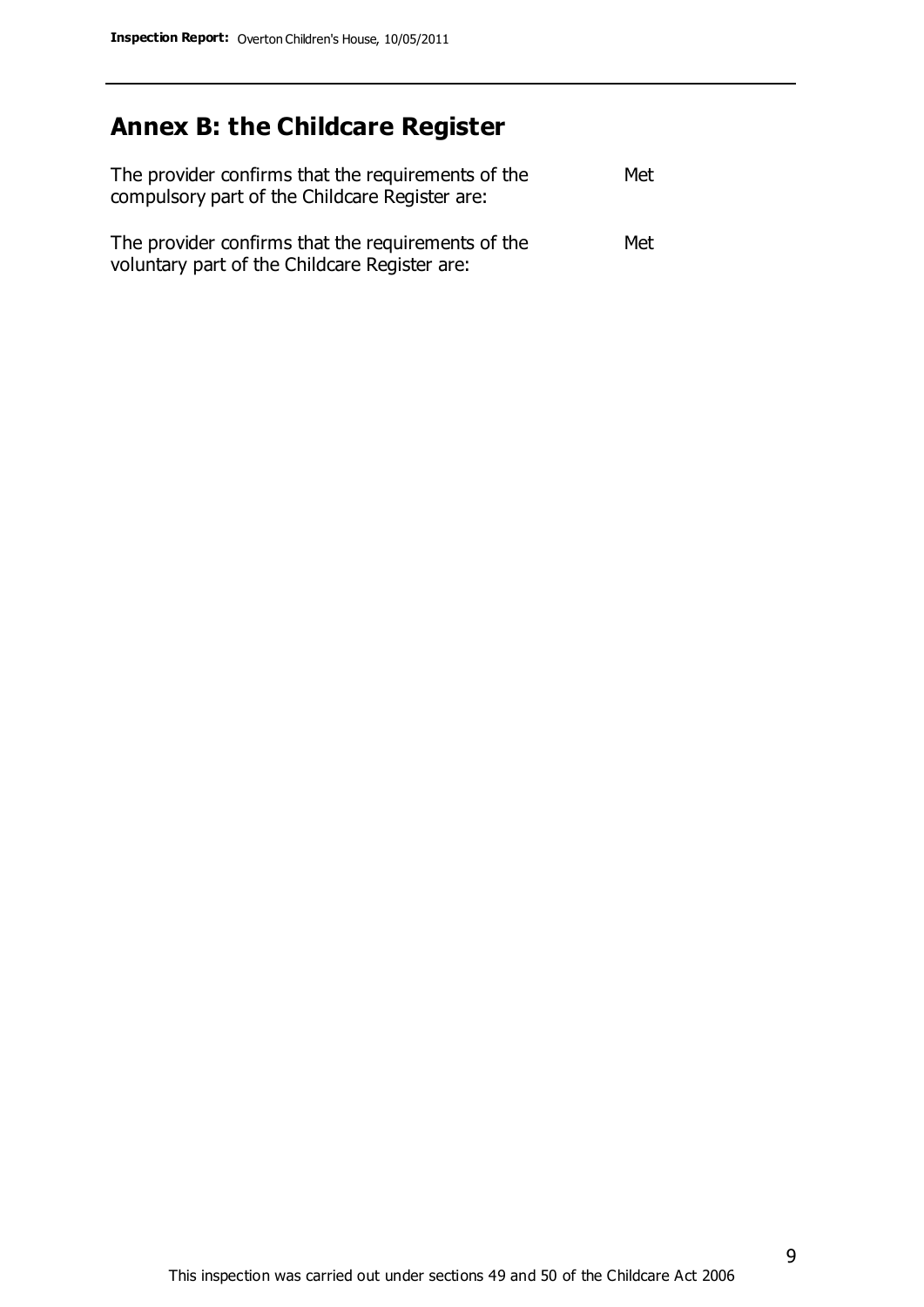## Annex B: the Childcare Register

| | |
|---|---|
| The provider confirms that the requirements of the compulsory part of the Childcare Register are: | Met |
| The provider confirms that the requirements of the voluntary part of the Childcare Register are: | Met |

This inspection was carried out under sections 49 and 50 of the Childcare Act 2006